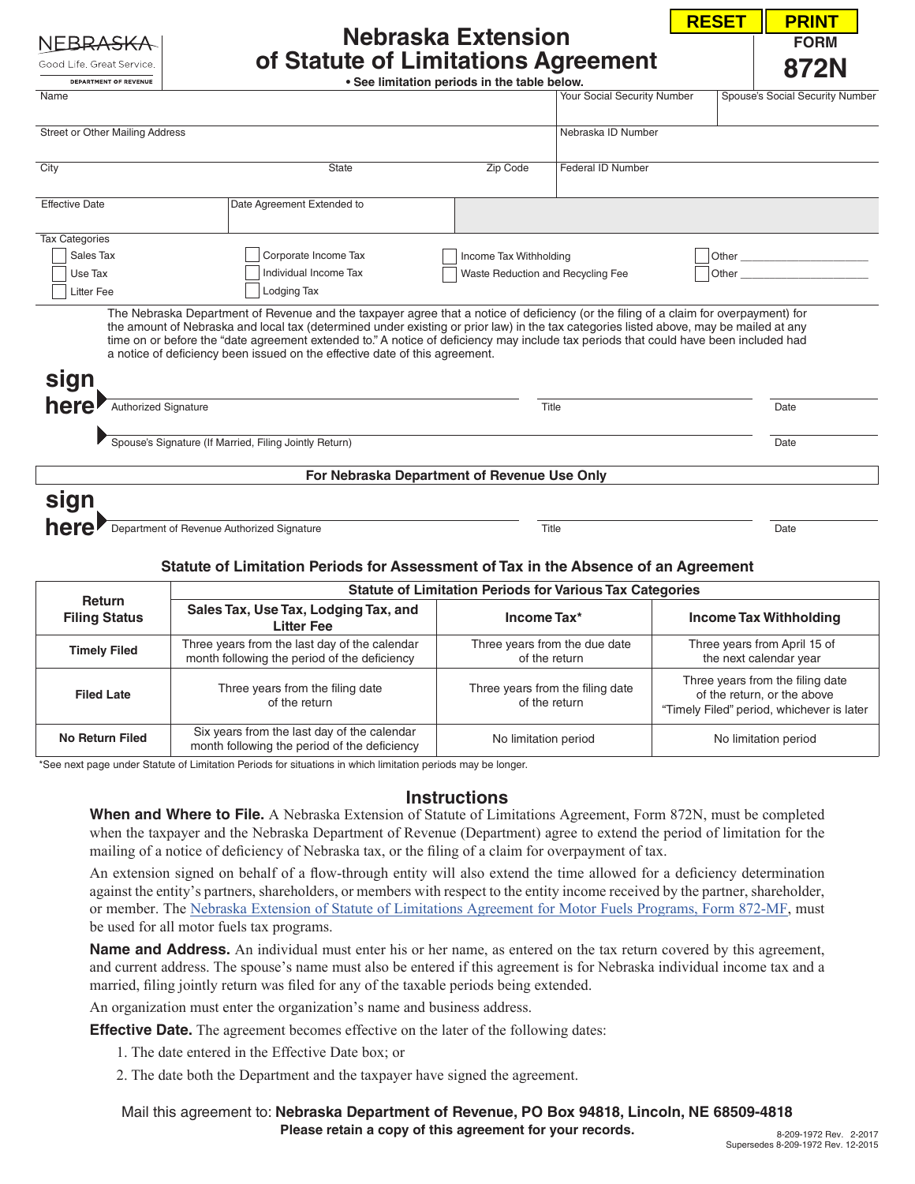NEBRASKA
Good Life. Great Service.
DEPARTMENT OF REVENUE

# Nebraska Extension of Statute of Limitations Agreement

**FORM 872N**

**• See limitation periods in the table below.**

| Name | Your Social Security Number | Spouse's Social Security Number |
|---|---|---|
| Street or Other Mailing Address | Nebraska ID Number | |
| City / State / Zip Code | Federal ID Number | |
| Effective Date / Date Agreement Extended to | | |

Tax Categories

- ☐ Sales Tax
- ☐ Use Tax
- ☐ Litter Fee
- ☐ Corporate Income Tax
- ☐ Individual Income Tax
- ☐ Lodging Tax
- ☐ Income Tax Withholding
- ☐ Waste Reduction and Recycling Fee
- ☐ Other ______________________
- ☐ Other ______________________

The Nebraska Department of Revenue and the taxpayer agree that a notice of deficiency (or the filing of a claim for overpayment) for the amount of Nebraska and local tax (determined under existing or prior law) in the tax categories listed above, may be mailed at any time on or before the "date agreement extended to." A notice of deficiency may include tax periods that could have been included had a notice of deficiency been issued on the effective date of this agreement.

**sign here** Authorized Signature ______________________ Title ______________________ Date ______________

Spouse's Signature (If Married, Filing Jointly Return) ______________________ Date ______________

**For Nebraska Department of Revenue Use Only**

**sign here** Department of Revenue Authorized Signature ______________________ Title ______________________ Date ______________

### Statute of Limitation Periods for Assessment of Tax in the Absence of an Agreement

| Return Filing Status | Statute of Limitation Periods for Various Tax Categories | | |
|---|---|---|---|
| | **Sales Tax, Use Tax, Lodging Tax, and Litter Fee** | **Income Tax*** | **Income Tax Withholding** |
| **Timely Filed** | Three years from the last day of the calendar month following the period of the deficiency | Three years from the due date of the return | Three years from April 15 of the next calendar year |
| **Filed Late** | Three years from the filing date of the return | Three years from the filing date of the return | Three years from the filing date of the return, or the above "Timely Filed" period, whichever is later |
| **No Return Filed** | Six years from the last day of the calendar month following the period of the deficiency | No limitation period | No limitation period |

*See next page under Statute of Limitation Periods for situations in which limitation periods may be longer.

## Instructions

**When and Where to File.** A Nebraska Extension of Statute of Limitations Agreement, Form 872N, must be completed when the taxpayer and the Nebraska Department of Revenue (Department) agree to extend the period of limitation for the mailing of a notice of deficiency of Nebraska tax, or the filing of a claim for overpayment of tax.

An extension signed on behalf of a flow-through entity will also extend the time allowed for a deficiency determination against the entity's partners, shareholders, or members with respect to the entity income received by the partner, shareholder, or member. The Nebraska Extension of Statute of Limitations Agreement for Motor Fuels Programs, Form 872-MF, must be used for all motor fuels tax programs.

**Name and Address.** An individual must enter his or her name, as entered on the tax return covered by this agreement, and current address. The spouse's name must also be entered if this agreement is for Nebraska individual income tax and a married, filing jointly return was filed for any of the taxable periods being extended.

An organization must enter the organization's name and business address.

**Effective Date.** The agreement becomes effective on the later of the following dates:

1. The date entered in the Effective Date box; or
2. The date both the Department and the taxpayer have signed the agreement.

Mail this agreement to: **Nebraska Department of Revenue, PO Box 94818, Lincoln, NE 68509-4818**

**Please retain a copy of this agreement for your records.**

8-209-1972 Rev. 2-2017
Supersedes 8-209-1972 Rev. 12-2015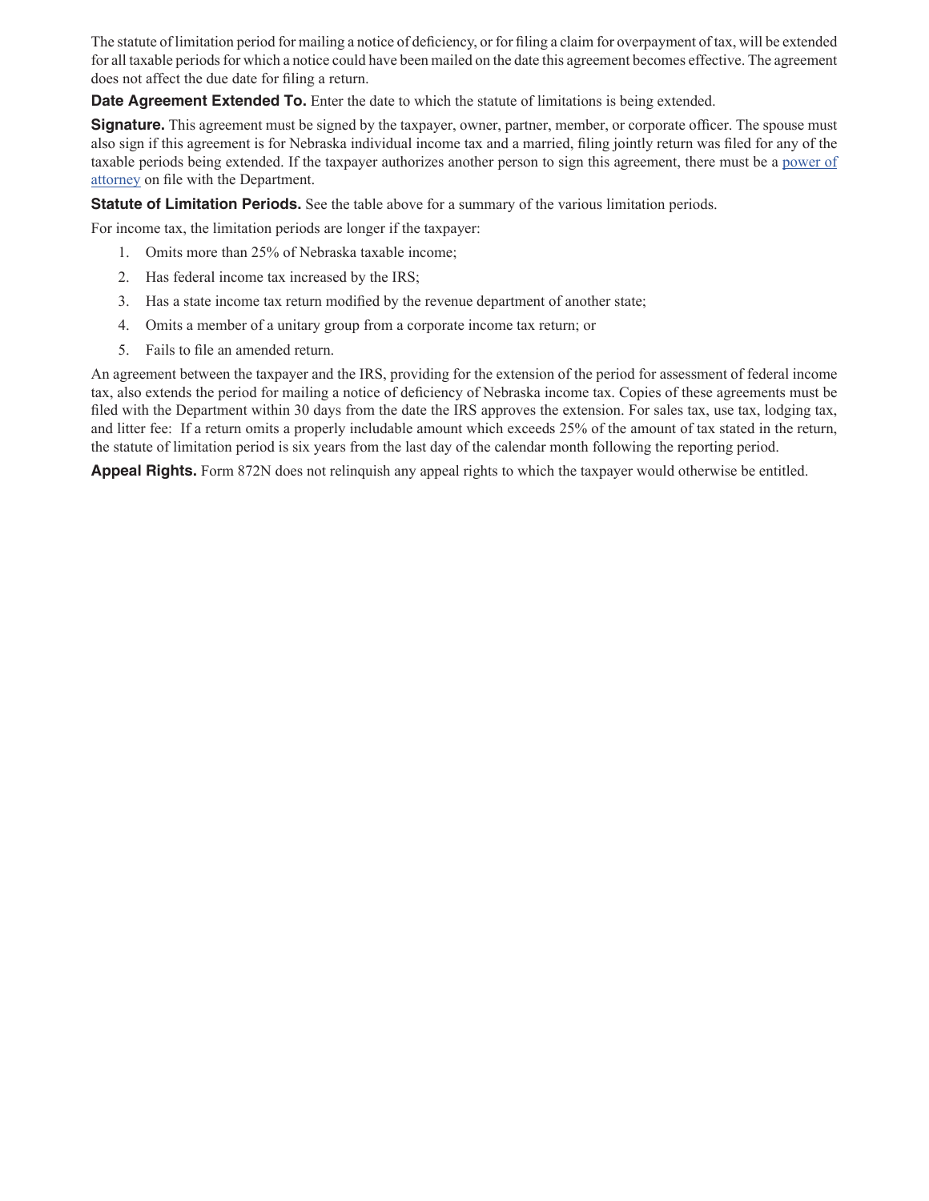The statute of limitation period for mailing a notice of deficiency, or for filing a claim for overpayment of tax, will be extended for all taxable periods for which a notice could have been mailed on the date this agreement becomes effective. The agreement does not affect the due date for filing a return.

**Date Agreement Extended To.** Enter the date to which the statute of limitations is being extended.

**Signature.** This agreement must be signed by the taxpayer, owner, partner, member, or corporate officer. The spouse must also sign if this agreement is for Nebraska individual income tax and a married, filing jointly return was filed for any of the taxable periods being extended. If the taxpayer authorizes another person to sign this agreement, there must be a power of attorney on file with the Department.

**Statute of Limitation Periods.** See the table above for a summary of the various limitation periods.

For income tax, the limitation periods are longer if the taxpayer:

1. Omits more than 25% of Nebraska taxable income;
2. Has federal income tax increased by the IRS;
3. Has a state income tax return modified by the revenue department of another state;
4. Omits a member of a unitary group from a corporate income tax return; or
5. Fails to file an amended return.

An agreement between the taxpayer and the IRS, providing for the extension of the period for assessment of federal income tax, also extends the period for mailing a notice of deficiency of Nebraska income tax. Copies of these agreements must be filed with the Department within 30 days from the date the IRS approves the extension. For sales tax, use tax, lodging tax, and litter fee: If a return omits a properly includable amount which exceeds 25% of the amount of tax stated in the return, the statute of limitation period is six years from the last day of the calendar month following the reporting period.

**Appeal Rights.** Form 872N does not relinquish any appeal rights to which the taxpayer would otherwise be entitled.